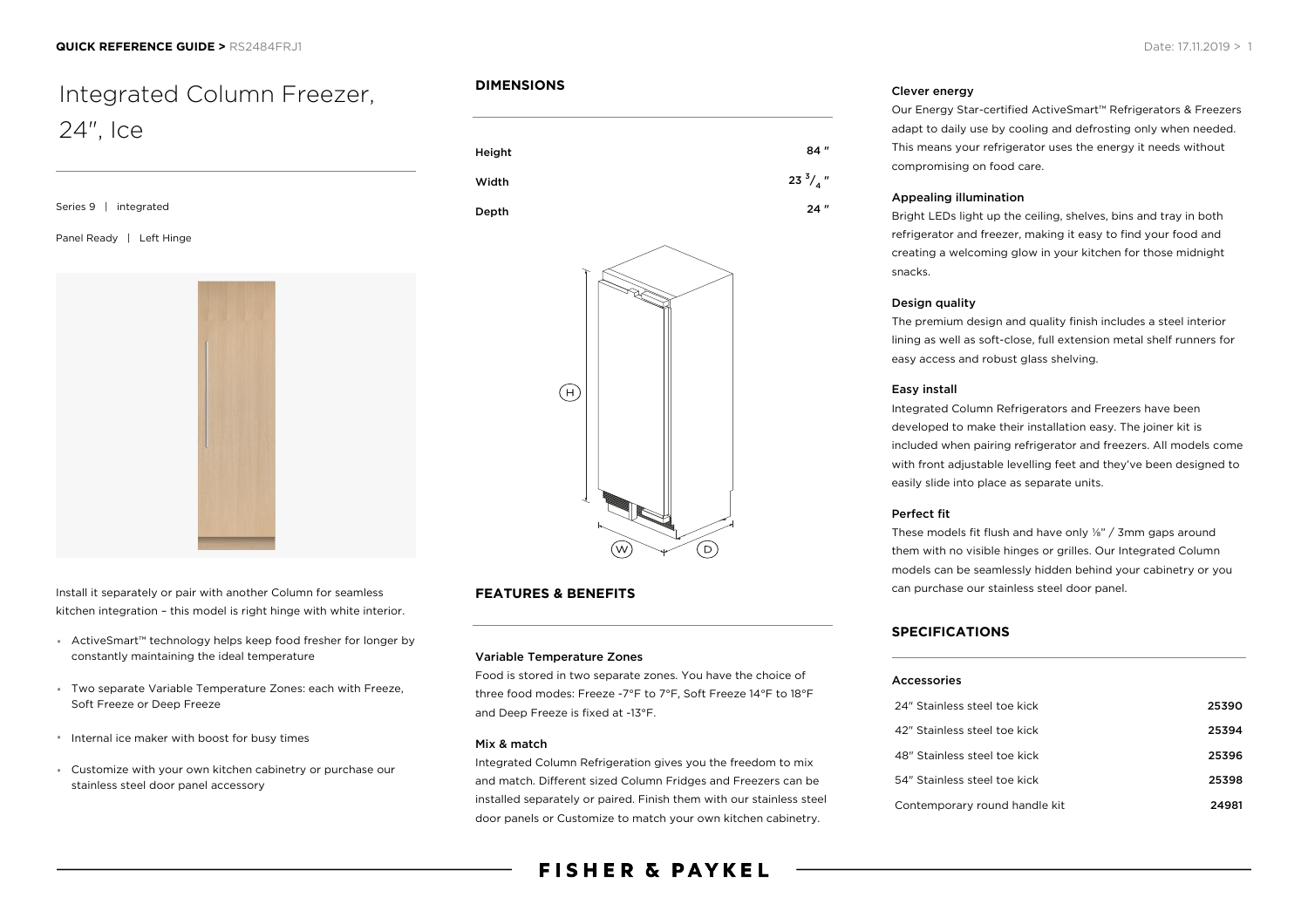QUICK REFERENCE GUIDE > RS2484FRJ1

# Integrated Column Freezer, 24", Ice

Series 9 | integrated

Panel Ready | Left Hinge

Install it separately or pair with another Column for seamless kitchen integration – this model is right hinge with white interior.

- ActiveSmart™ technology helps keep food fresher for longer by constantly maintaining the ideal temperature
- Two separate Variable Temperature Zones: each with Freeze, Soft Freeze or Deep Freeze
- Internal ice maker with boost for busy times
- Customize with your own kitchen cabinetry or purchase our stainless steel door panel accessory

## DIMENSIONS

| | |
|---|---|
| Height | 84 " |
| Width | 23 3/4 " |
| Depth | 24 " |

## FEATURES & BENEFITS

### Variable Temperature Zones
Food is stored in two separate zones. You have the choice of three food modes: Freeze -7°F to 7°F, Soft Freeze 14°F to 18°F and Deep Freeze is fixed at -13°F.

### Mix & match
Integrated Column Refrigeration gives you the freedom to mix and match. Different sized Column Fridges and Freezers can be installed separately or paired. Finish them with our stainless steel door panels or Customize to match your own kitchen cabinetry.

### Clever energy
Our Energy Star-certified ActiveSmart™ Refrigerators & Freezers adapt to daily use by cooling and defrosting only when needed. This means your refrigerator uses the energy it needs without compromising on food care.

### Appealing illumination
Bright LEDs light up the ceiling, shelves, bins and tray in both refrigerator and freezer, making it easy to find your food and creating a welcoming glow in your kitchen for those midnight snacks.

### Design quality
The premium design and quality finish includes a steel interior lining as well as soft-close, full extension metal shelf runners for easy access and robust glass shelving.

### Easy install
Integrated Column Refrigerators and Freezers have been developed to make their installation easy. The joiner kit is included when pairing refrigerator and freezers. All models come with front adjustable levelling feet and they've been designed to easily slide into place as separate units.

### Perfect fit
These models fit flush and have only ⅛" / 3mm gaps around them with no visible hinges or grilles. Our Integrated Column models can be seamlessly hidden behind your cabinetry or you can purchase our stainless steel door panel.

## SPECIFICATIONS

### Accessories

| | |
|---|---|
| 24" Stainless steel toe kick | 25390 |
| 42" Stainless steel toe kick | 25394 |
| 48" Stainless steel toe kick | 25396 |
| 54" Stainless steel toe kick | 25398 |
| Contemporary round handle kit | 24981 |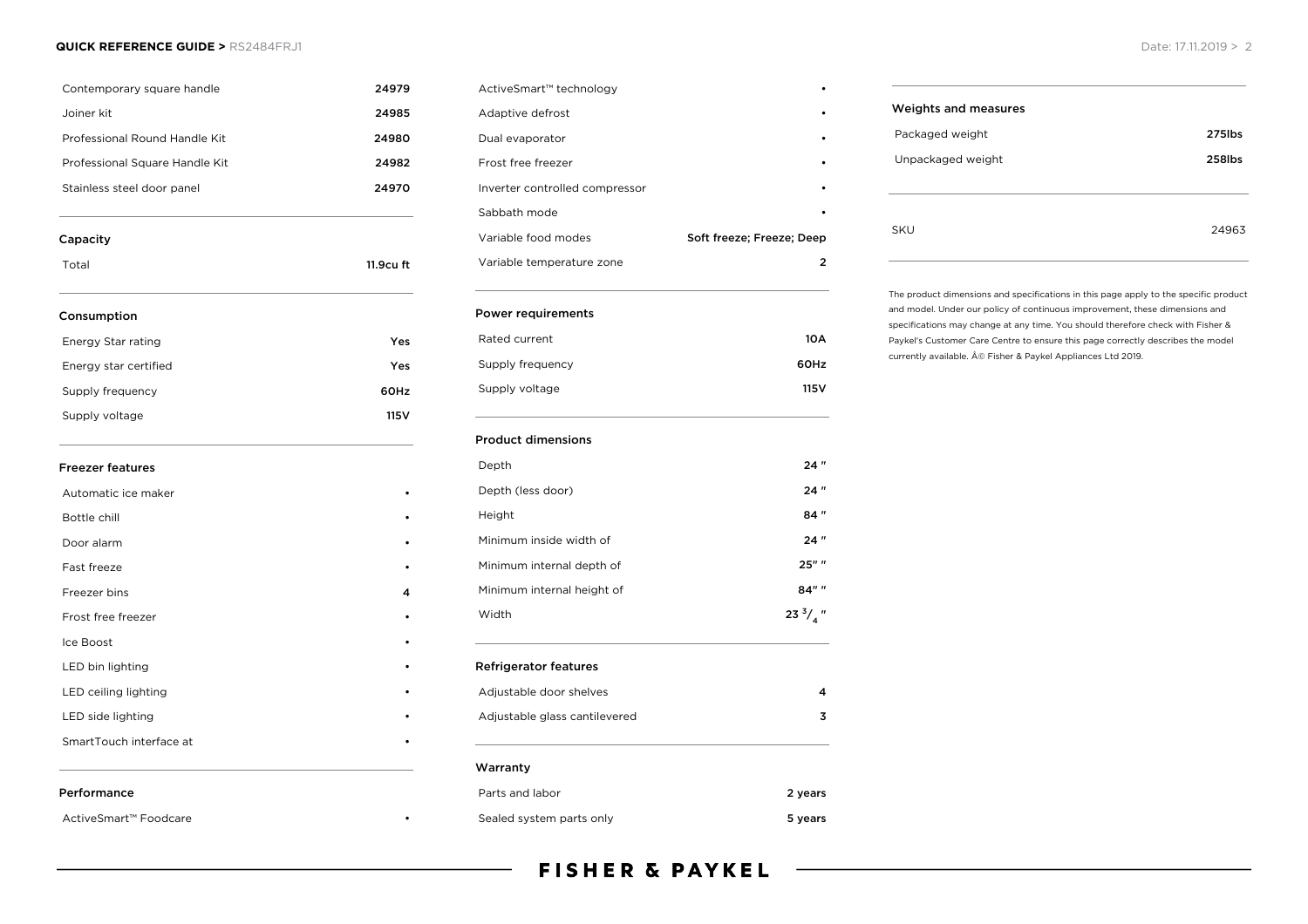| | |
|---|---|
| Contemporary square handle | 24979 |
| Joiner kit | 24985 |
| Professional Round Handle Kit | 24980 |
| Professional Square Handle Kit | 24982 |
| Stainless steel door panel | 24970 |

## Capacity

| | |
|---|---|
| Total | 11.9cu ft |

## Consumption

| | |
|---|---|
| Energy Star rating | Yes |
| Energy star certified | Yes |
| Supply frequency | 60Hz |
| Supply voltage | 115V |

## Freezer features

| | |
|---|---|
| Automatic ice maker | • |
| Bottle chill | • |
| Door alarm | • |
| Fast freeze | • |
| Freezer bins | 4 |
| Frost free freezer | • |
| Ice Boost | • |
| LED bin lighting | • |
| LED ceiling lighting | • |
| LED side lighting | • |
| SmartTouch interface at | • |

## Performance

| | |
|---|---|
| ActiveSmart™ Foodcare | • |
| ActiveSmart™ technology | • |
| Adaptive defrost | • |
| Dual evaporator | • |
| Frost free freezer | • |
| Inverter controlled compressor | • |
| Sabbath mode | • |
| Variable food modes | Soft freeze; Freeze; Deep |
| Variable temperature zone | 2 |

## Power requirements

| | |
|---|---|
| Rated current | 10A |
| Supply frequency | 60Hz |
| Supply voltage | 115V |

## Product dimensions

| | |
|---|---|
| Depth | 24 " |
| Depth (less door) | 24 " |
| Height | 84 " |
| Minimum inside width of | 24 " |
| Minimum internal depth of | 25" " |
| Minimum internal height of | 84" " |
| Width | 23 3/4 " |

## Refrigerator features

| | |
|---|---|
| Adjustable door shelves | 4 |
| Adjustable glass cantilevered | 3 |

## Warranty

| | |
|---|---|
| Parts and labor | 2 years |
| Sealed system parts only | 5 years |

## Weights and measures

| | |
|---|---|
| Packaged weight | 275lbs |
| Unpackaged weight | 258lbs |

| | |
|---|---|
| SKU | 24963 |

The product dimensions and specifications in this page apply to the specific product and model. Under our policy of continuous improvement, these dimensions and specifications may change at any time. You should therefore check with Fisher & Paykel's Customer Care Centre to ensure this page correctly describes the model currently available. Â© Fisher & Paykel Appliances Ltd 2019.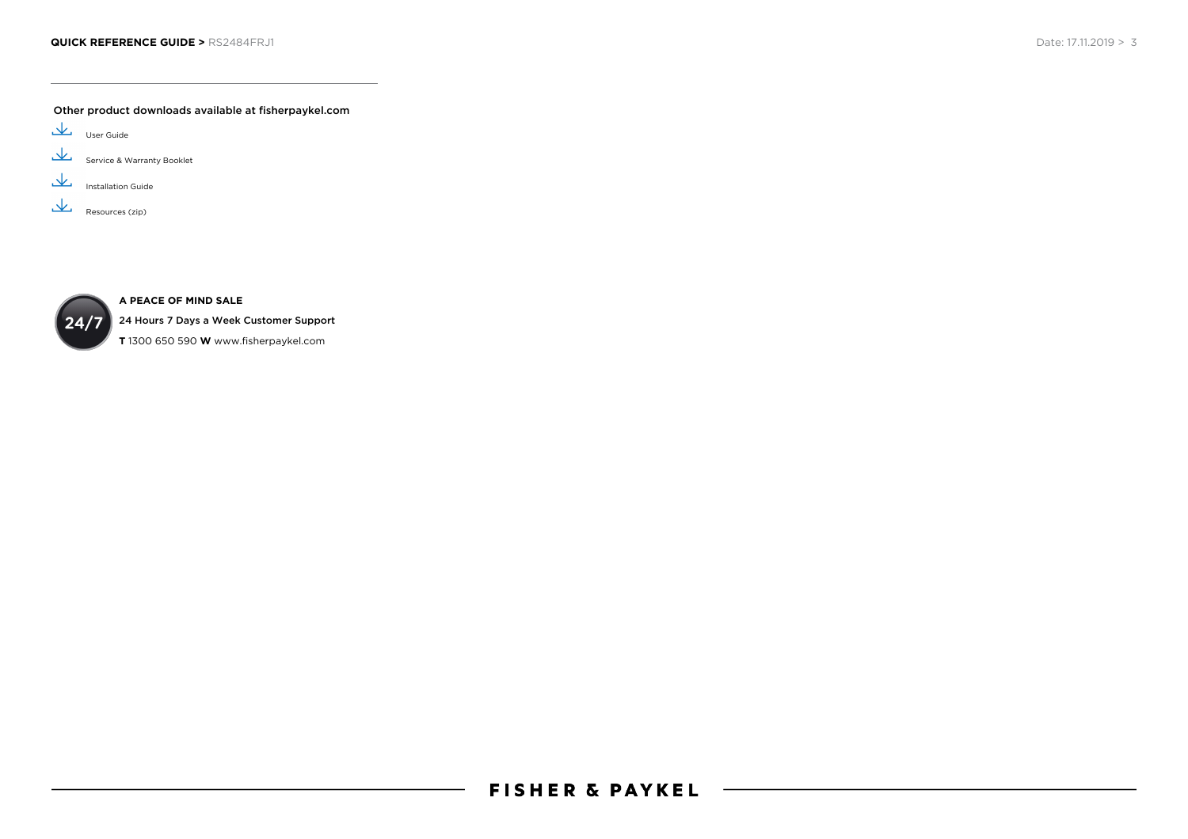Other product downloads available at fisherpaykel.com

- User Guide
- Service & Warranty Booklet
- Installation Guide
- Resources (zip)

24/7

**A PEACE OF MIND SALE**

**24 Hours 7 Days a Week Customer Support**

**T** 1300 650 590 **W** www.fisherpaykel.com